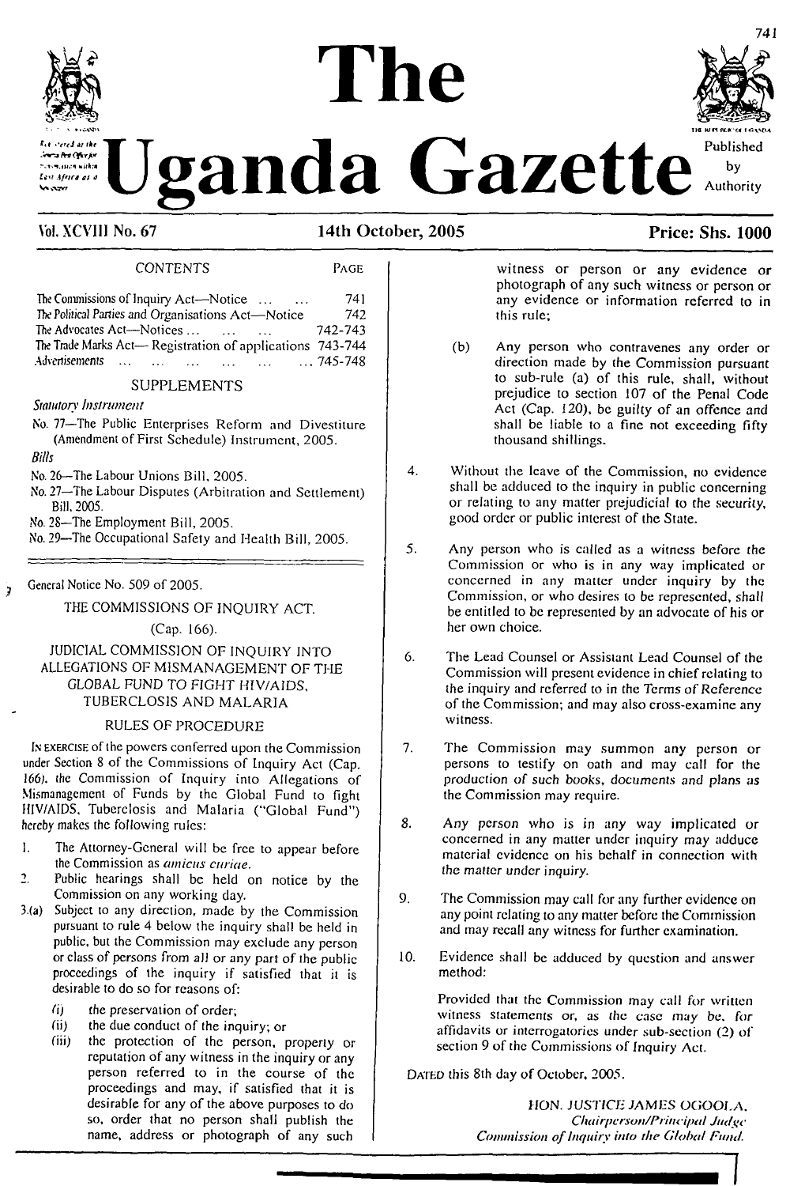# The Uganda Gazette

Registered at the General Post Office for transmission within East Africa as a Newspaper

Published by Authority

Vol. XCVIII No. 67 — 14th October, 2005 — Price: Shs. 1000

CONTENTS | PAGE

| | |
|---|---|
| The Commissions of Inquiry Act—Notice ... ... | 741 |
| The Political Parties and Organisations Act—Notice | 742 |
| The Advocates Act—Notices ... ... ... | 742-743 |
| The Trade Marks Act— Registration of applications | 743-744 |
| Advertisements ... ... ... ... ... ... | 745-748 |

SUPPLEMENTS

*Statutory Instrument*

No. 77—The Public Enterprises Reform and Divestiture (Amendment of First Schedule) Instrument, 2005.

*Bills*

No. 26—The Labour Unions Bill, 2005.

No. 27—The Labour Disputes (Arbitration and Settlement) Bill, 2005.

No. 28—The Employment Bill, 2005.

No. 29—The Occupational Safety and Health Bill, 2005.

---

General Notice No. 509 of 2005.

THE COMMISSIONS OF INQUIRY ACT.

(Cap. 166).

JUDICIAL COMMISSION OF INQUIRY INTO ALLEGATIONS OF MISMANAGEMENT OF THE GLOBAL FUND TO FIGHT HIV/AIDS, TUBERCLOSIS AND MALARIA

RULES OF PROCEDURE

IN EXERCISE of the powers conferred upon the Commission under Section 8 of the Commissions of Inquiry Act (Cap. 166), the Commission of Inquiry into Allegations of Mismanagement of Funds by the Global Fund to fight HIV/AIDS, Tuberclosis and Malaria ("Global Fund") hereby makes the following rules:

1. The Attorney-General will be free to appear before the Commission as *amicus curiae*.
2. Public hearings shall be held on notice by the Commission on any working day.

3.(a) Subject to any direction, made by the Commission pursuant to rule 4 below the inquiry shall be held in public, but the Commission may exclude any person or class of persons from all or any part of the public proceedings of the inquiry if satisfied that it is desirable to do so for reasons of:

(i) the preservation of order;

(ii) the due conduct of the inquiry; or

(iii) the protection of the person, property or reputation of any witness in the inquiry or any person referred to in the course of the proceedings and may, if satisfied that it is desirable for any of the above purposes to do so, order that no person shall publish the name, address or photograph of any such witness or person or any evidence or photograph of any such witness or person or any evidence or information referred to in this rule;

(b) Any person who contravenes any order or direction made by the Commission pursuant to sub-rule (a) of this rule, shall, without prejudice to section 107 of the Penal Code Act (Cap. 120), be guilty of an offence and shall be liable to a fine not exceeding fifty thousand shillings.

4. Without the leave of the Commission, no evidence shall be adduced to the inquiry in public concerning or relating to any matter prejudicial to the security, good order or public interest of the State.

5. Any person who is called as a witness before the Commission or who is in any way implicated or concerned in any matter under inquiry by the Commission, or who desires to be represented, shall be entitled to be represented by an advocate of his or her own choice.

6. The Lead Counsel or Assistant Lead Counsel of the Commission will present evidence in chief relating to the inquiry and referred to in the Terms of Reference of the Commission; and may also cross-examine any witness.

7. The Commission may summon any person or persons to testify on oath and may call for the production of such books, documents and plans as the Commission may require.

8. Any person who is in any way implicated or concerned in any matter under inquiry may adduce material evidence on his behalf in connection with the matter under inquiry.

9. The Commission may call for any further evidence on any point relating to any matter before the Commission and may recall any witness for further examination.

10. Evidence shall be adduced by question and answer method:

Provided that the Commission may call for written witness statements or, as the case may be, for affidavits or interrogatories under sub-section (2) of section 9 of the Commissions of Inquiry Act.

DATED this 8th day of October, 2005.

HON. JUSTICE JAMES OGOOLA,
*Chairperson/Principal Judge*
*Commission of Inquiry into the Global Fund.*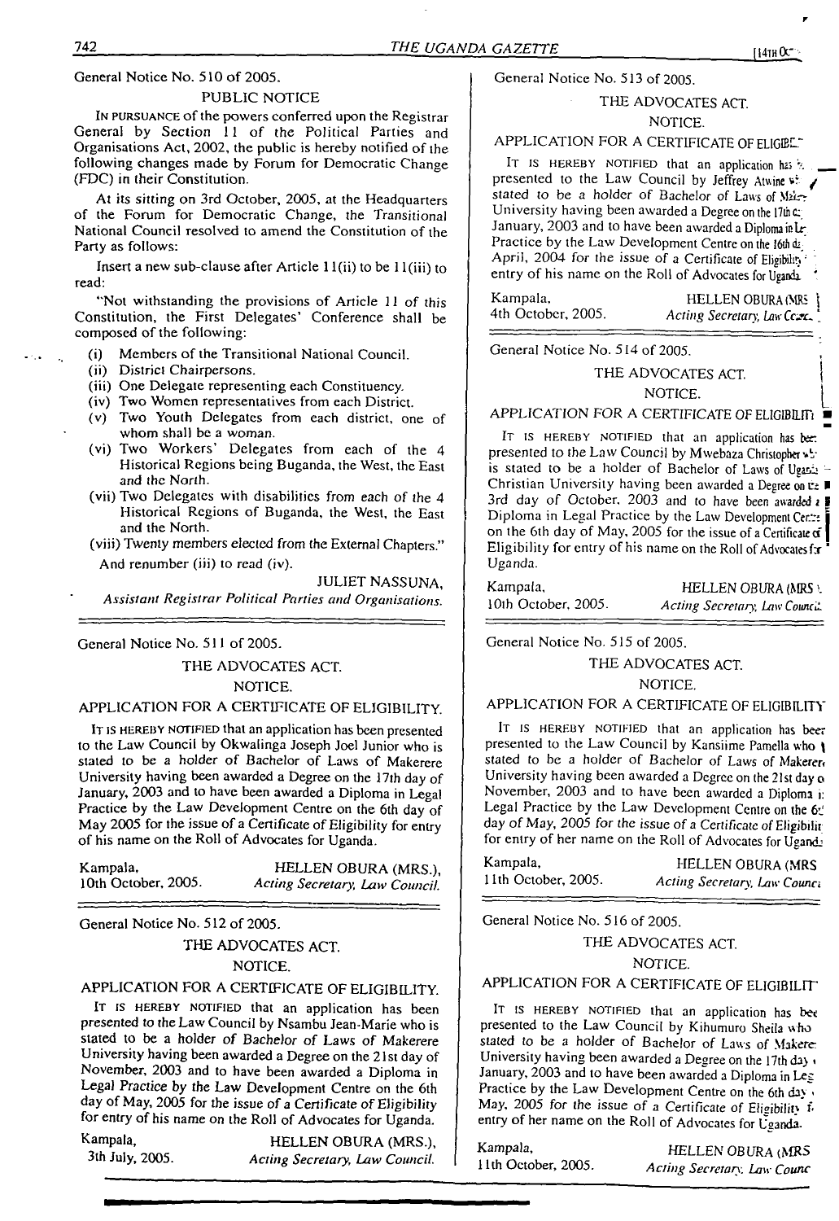General Notice No. 510 of 2005.

PUBLIC NOTICE

IN PURSUANCE of the powers conferred upon the Registrar General by Section 11 of the Political Parties and Organisations Act, 2002, the public is hereby notified of the following changes made by Forum for Democratic Change (FDC) in their Constitution.

At its sitting on 3rd October, 2005, at the Headquarters of the Forum for Democratic Change, the Transitional National Council resolved to amend the Constitution of the Party as follows:

Insert a new sub-clause after Article 11(ii) to be 11(iii) to read:

"Not withstanding the provisions of Article 11 of this Constitution, the First Delegates' Conference shall be composed of the following:

(i) Members of the Transitional National Council.
(ii) District Chairpersons.
(iii) One Delegate representing each Constituency.
(iv) Two Women representatives from each District.
(v) Two Youth Delegates from each district, one of whom shall be a woman.
(vi) Two Workers' Delegates from each of the 4 Historical Regions being Buganda, the West, the East and the North.
(vii) Two Delegates with disabilities from each of the 4 Historical Regions of Buganda, the West, the East and the North.
(viii) Twenty members elected from the External Chapters."

And renumber (iii) to read (iv).

JULIET NASSUNA,
*Assistant Registrar Political Parties and Organisations.*

---

General Notice No. 511 of 2005.

THE ADVOCATES ACT.

NOTICE.

APPLICATION FOR A CERTIFICATE OF ELIGIBILITY.

IT IS HEREBY NOTIFIED that an application has been presented to the Law Council by Okwalinga Joseph Joel Junior who is stated to be a holder of Bachelor of Laws of Makerere University having been awarded a Degree on the 17th day of January, 2003 and to have been awarded a Diploma in Legal Practice by the Law Development Centre on the 6th day of May 2005 for the issue of a Certificate of Eligibility for entry of his name on the Roll of Advocates for Uganda.

Kampala,
10th October, 2005.

HELLEN OBURA (MRS.),
*Acting Secretary, Law Council.*

---

General Notice No. 512 of 2005.

THE ADVOCATES ACT.

NOTICE.

APPLICATION FOR A CERTIFICATE OF ELIGIBILITY.

IT IS HEREBY NOTIFIED that an application has been presented to the Law Council by Nsambu Jean-Marie who is stated to be a holder of Bachelor of Laws of Makerere University having been awarded a Degree on the 21st day of November, 2003 and to have been awarded a Diploma in Legal Practice by the Law Development Centre on the 6th day of May, 2005 for the issue of a Certificate of Eligibility for entry of his name on the Roll of Advocates for Uganda.

Kampala,
3th July, 2005.

HELLEN OBURA (MRS.),
*Acting Secretary, Law Council.*

---

General Notice No. 513 of 2005.

THE ADVOCATES ACT.

NOTICE.

APPLICATION FOR A CERTIFICATE OF ELIGIBILITY.

IT IS HEREBY NOTIFIED that an application has been presented to the Law Council by Jeffrey Atwine who is stated to be a holder of Bachelor of Laws of Makerere University having been awarded a Degree on the 17th day of January, 2003 and to have been awarded a Diploma in Legal Practice by the Law Development Centre on the 16th day of April, 2004 for the issue of a Certificate of Eligibility for entry of his name on the Roll of Advocates for Uganda.

Kampala,
4th October, 2005.

HELLEN OBURA (MRS.),
*Acting Secretary, Law Council.*

---

General Notice No. 514 of 2005.

THE ADVOCATES ACT.

NOTICE.

APPLICATION FOR A CERTIFICATE OF ELIGIBILITY.

IT IS HEREBY NOTIFIED that an application has been presented to the Law Council by Mwebaza Christopher who is stated to be a holder of Bachelor of Laws of Uganda Christian University having been awarded a Degree on the 3rd day of October, 2003 and to have been awarded a Diploma in Legal Practice by the Law Development Centre on the 6th day of May, 2005 for the issue of a Certificate of Eligibility for entry of his name on the Roll of Advocates for Uganda.

Kampala,
10th October, 2005.

HELLEN OBURA (MRS.),
*Acting Secretary, Law Council.*

---

General Notice No. 515 of 2005.

THE ADVOCATES ACT.

NOTICE.

APPLICATION FOR A CERTIFICATE OF ELIGIBILITY.

IT IS HEREBY NOTIFIED that an application has been presented to the Law Council by Kansiime Pamella who is stated to be a holder of Bachelor of Laws of Makerere University having been awarded a Degree on the 21st day of November, 2003 and to have been awarded a Diploma in Legal Practice by the Law Development Centre on the 6th day of May, 2005 for the issue of a Certificate of Eligibility for entry of her name on the Roll of Advocates for Uganda.

Kampala,
11th October, 2005.

HELLEN OBURA (MRS.),
*Acting Secretary, Law Council.*

---

General Notice No. 516 of 2005.

THE ADVOCATES ACT.

NOTICE.

APPLICATION FOR A CERTIFICATE OF ELIGIBILITY.

IT IS HEREBY NOTIFIED that an application has been presented to the Law Council by Kihumuro Sheila who is stated to be a holder of Bachelor of Laws of Makerere University having been awarded a Degree on the 17th day of January, 2003 and to have been awarded a Diploma in Legal Practice by the Law Development Centre on the 6th day of May, 2005 for the issue of a Certificate of Eligibility for entry of her name on the Roll of Advocates for Uganda.

Kampala,
11th October, 2005.

HELLEN OBURA (MRS.),
*Acting Secretary, Law Council.*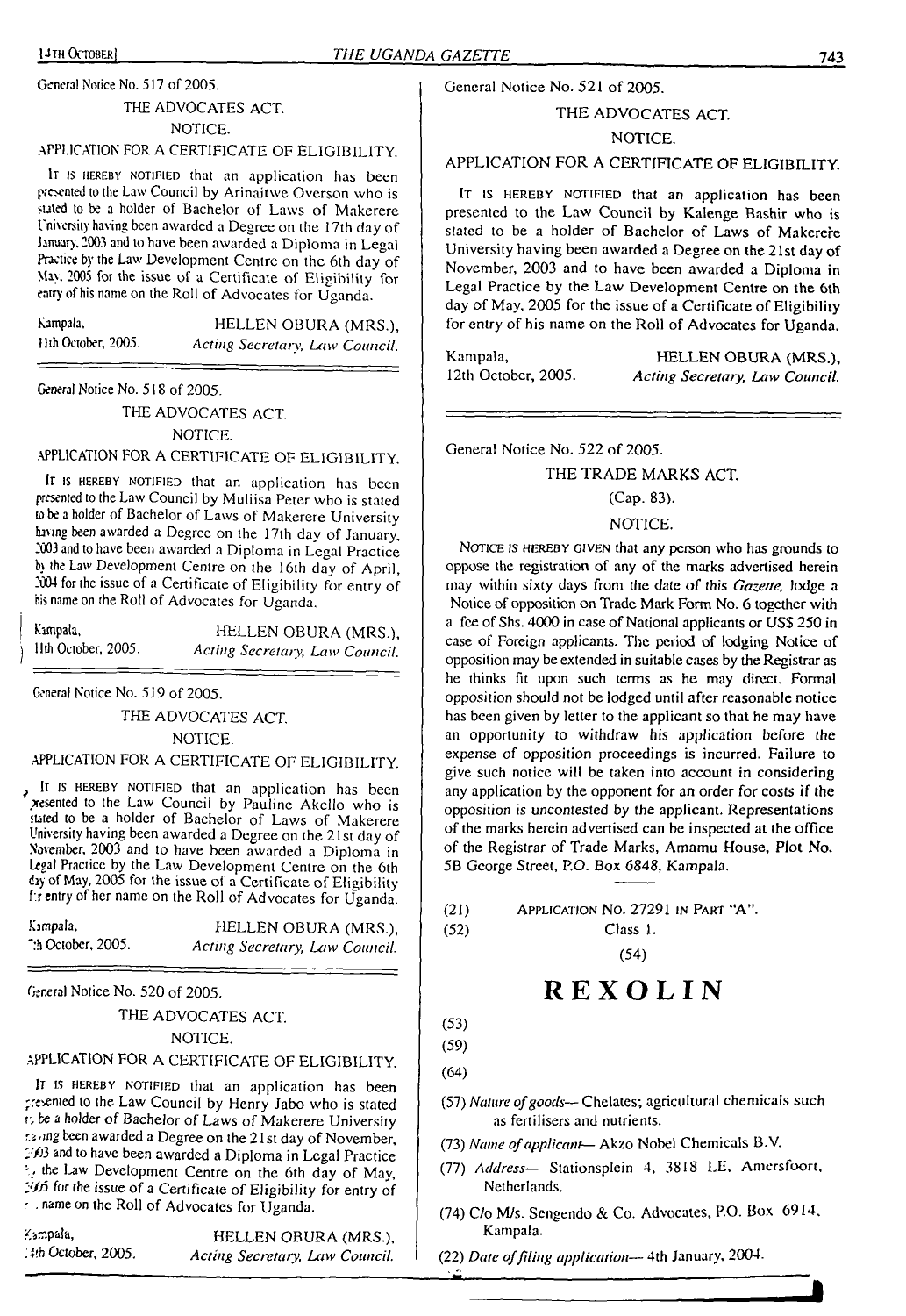General Notice No. 517 of 2005.

THE ADVOCATES ACT.

NOTICE.

APPLICATION FOR A CERTIFICATE OF ELIGIBILITY.

It is hereby notified that an application has been presented to the Law Council by Arinaitwe Overson who is stated to be a holder of Bachelor of Laws of Makerere University having been awarded a Degree on the 17th day of January, 2003 and to have been awarded a Diploma in Legal Practice by the Law Development Centre on the 6th day of May, 2005 for the issue of a Certificate of Eligibility for entry of his name on the Roll of Advocates for Uganda.

Kampala, 11th October, 2005.

HELLEN OBURA (MRS.), *Acting Secretary, Law Council.*

---

General Notice No. 518 of 2005.

THE ADVOCATES ACT.

NOTICE.

APPLICATION FOR A CERTIFICATE OF ELIGIBILITY.

It is hereby notified that an application has been presented to the Law Council by Muliisa Peter who is stated to be a holder of Bachelor of Laws of Makerere University having been awarded a Degree on the 17th day of January, 2003 and to have been awarded a Diploma in Legal Practice by the Law Development Centre on the 16th day of April, 2004 for the issue of a Certificate of Eligibility for entry of his name on the Roll of Advocates for Uganda.

Kampala, 11th October, 2005.

HELLEN OBURA (MRS.), *Acting Secretary, Law Council.*

---

General Notice No. 519 of 2005.

THE ADVOCATES ACT.

NOTICE.

APPLICATION FOR A CERTIFICATE OF ELIGIBILITY.

It is hereby notified that an application has been presented to the Law Council by Pauline Akello who is stated to be a holder of Bachelor of Laws of Makerere University having been awarded a Degree on the 21st day of November, 2003 and to have been awarded a Diploma in Legal Practice by the Law Development Centre on the 6th day of May, 2005 for the issue of a Certificate of Eligibility for entry of her name on the Roll of Advocates for Uganda.

Kampala, 7th October, 2005.

HELLEN OBURA (MRS.), *Acting Secretary, Law Council.*

---

General Notice No. 520 of 2005.

THE ADVOCATES ACT.

NOTICE.

APPLICATION FOR A CERTIFICATE OF ELIGIBILITY.

It is hereby notified that an application has been presented to the Law Council by Henry Jabo who is stated to be a holder of Bachelor of Laws of Makerere University having been awarded a Degree on the 21st day of November, 2003 and to have been awarded a Diploma in Legal Practice by the Law Development Centre on the 6th day of May, 2005 for the issue of a Certificate of Eligibility for entry of his name on the Roll of Advocates for Uganda.

Kampala, 4th October, 2005.

HELLEN OBURA (MRS.), *Acting Secretary, Law Council.*

---

General Notice No. 521 of 2005.

THE ADVOCATES ACT.

NOTICE.

APPLICATION FOR A CERTIFICATE OF ELIGIBILITY.

It is hereby notified that an application has been presented to the Law Council by Kalenge Bashir who is stated to be a holder of Bachelor of Laws of Makerere University having been awarded a Degree on the 21st day of November, 2003 and to have been awarded a Diploma in Legal Practice by the Law Development Centre on the 6th day of May, 2005 for the issue of a Certificate of Eligibility for entry of his name on the Roll of Advocates for Uganda.

Kampala, 12th October, 2005.

HELLEN OBURA (MRS.), *Acting Secretary, Law Council.*

---

General Notice No. 522 of 2005.

THE TRADE MARKS ACT.

(Cap. 83).

NOTICE.

Notice is hereby given that any person who has grounds to oppose the registration of any of the marks advertised herein may within sixty days from the date of this *Gazette*, lodge a Notice of opposition on Trade Mark Form No. 6 together with a fee of Shs. 4000 in case of National applicants or US$ 250 in case of Foreign applicants. The period of lodging Notice of opposition may be extended in suitable cases by the Registrar as he thinks fit upon such terms as he may direct. Formal opposition should not be lodged until after reasonable notice has been given by letter to the applicant so that he may have an opportunity to withdraw his application before the expense of opposition proceedings is incurred. Failure to give such notice will be taken into account in considering any application by the opponent for an order for costs if the opposition is uncontested by the applicant. Representations of the marks herein advertised can be inspected at the office of the Registrar of Trade Marks, Amamu House, Plot No. 5B George Street, P.O. Box 6848, Kampala.

---

(21) Application No. 27291 in Part "A".

(52) Class 1.

(54)

# REXOLIN

(53)

(59)

(64)

(57) *Nature of goods*— Chelates; agricultural chemicals such as fertilisers and nutrients.

(73) *Name of applicant*— Akzo Nobel Chemicals B.V.

(77) *Address*— Stationsplein 4, 3818 LE, Amersfoort, Netherlands.

(74) C/o M/s. Sengendo & Co. Advocates, P.O. Box 6914, Kampala.

(22) *Date of filing application*— 4th January, 2004.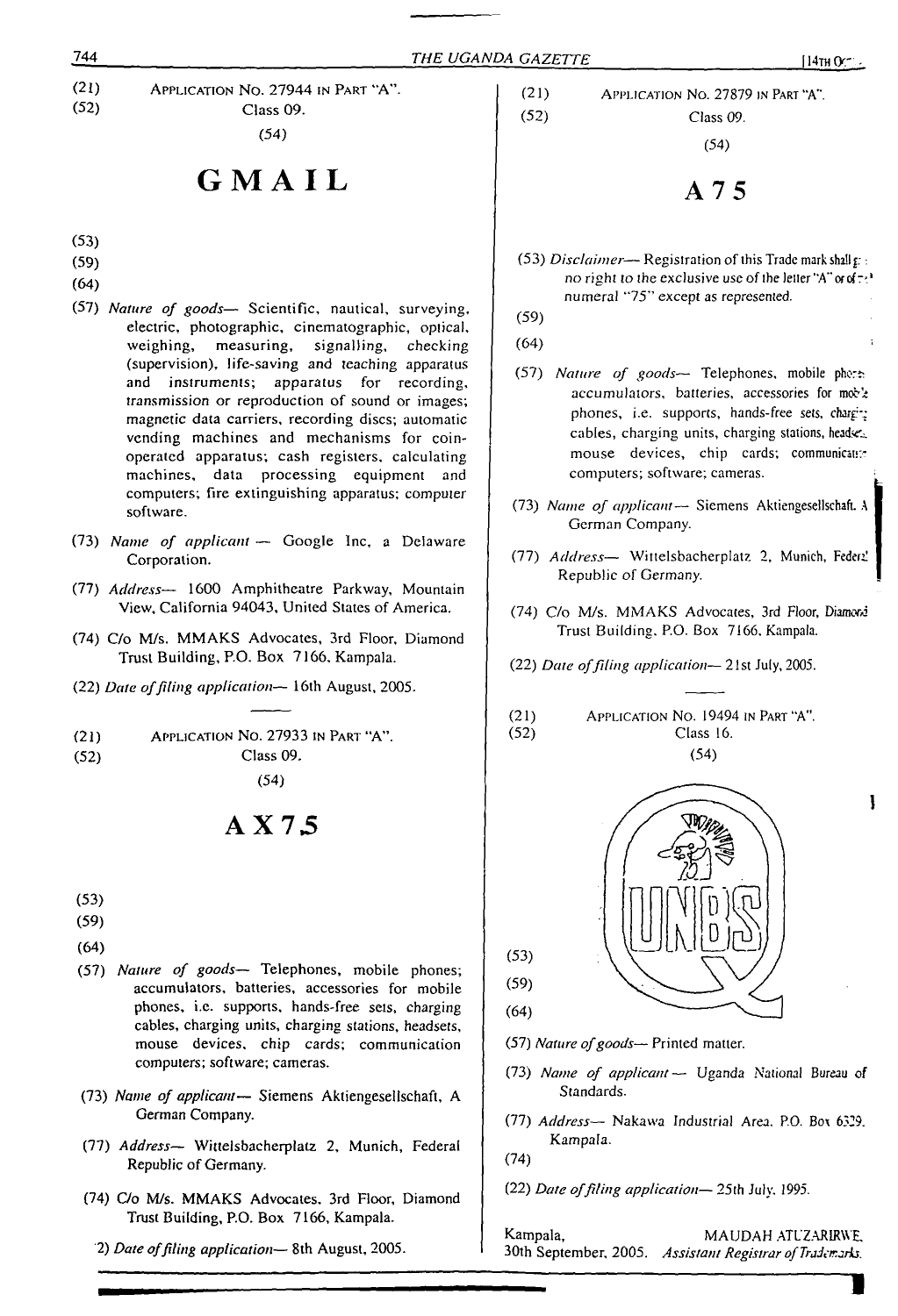(21) Application No. 27944 in Part "A".
(52) Class 09.
(54)

# GMAIL

(53)
(59)
(64)
(57) *Nature of goods*— Scientific, nautical, surveying, electric, photographic, cinematographic, optical, weighing, measuring, signalling, checking (supervision), life-saving and teaching apparatus and instruments; apparatus for recording, transmission or reproduction of sound or images; magnetic data carriers, recording discs; automatic vending machines and mechanisms for coin-operated apparatus; cash registers, calculating machines, data processing equipment and computers; fire extinguishing apparatus; computer software.
(73) *Name of applicant* — Google Inc, a Delaware Corporation.
(77) *Address*— 1600 Amphitheatre Parkway, Mountain View, California 94043, United States of America.
(74) C/o M/s. MMAKS Advocates, 3rd Floor, Diamond Trust Building, P.O. Box 7166, Kampala.
(22) *Date of filing application*— 16th August, 2005.

---

(21) Application No. 27933 in Part "A".
(52) Class 09.
(54)

# AX75

(53)
(59)
(64)
(57) *Nature of goods*— Telephones, mobile phones; accumulators, batteries, accessories for mobile phones, i.e. supports, hands-free sets, charging cables, charging units, charging stations, headsets, mouse devices, chip cards; communication computers; software; cameras.
(73) *Name of applicant*— Siemens Aktiengesellschaft, A German Company.
(77) *Address*— Wittelsbacherplatz 2, Munich, Federal Republic of Germany.
(74) C/o M/s. MMAKS Advocates, 3rd Floor, Diamond Trust Building, P.O. Box 7166, Kampala.
(22) *Date of filing application*— 8th August, 2005.

---

(21) Application No. 27879 in Part "A".
(52) Class 09.
(54)

# A75

(53) *Disclaimer*— Registration of this Trade mark shall give no right to the exclusive use of the letter "A" or of the numeral "75" except as represented.
(59)
(64)
(57) *Nature of goods*— Telephones, mobile phones, accumulators, batteries, accessories for mobile phones, i.e. supports, hands-free sets, charging cables, charging units, charging stations, headsets, mouse devices, chip cards; communication computers; software; cameras.
(73) *Name of applicant*— Siemens Aktiengesellschaft. A German Company.
(77) *Address*— Wittelsbacherplatz 2, Munich, Federal Republic of Germany.
(74) C/o M/s. MMAKS Advocates, 3rd Floor, Diamond Trust Building, P.O. Box 7166, Kampala.
(22) *Date of filing application*— 21st July, 2005.

---

(21) Application No. 19494 in Part "A".
(52) Class 16.
(54)

UNBS

(53)
(59)
(64)
(57) *Nature of goods*— Printed matter.
(73) *Name of applicant* — Uganda National Bureau of Standards.
(77) *Address*— Nakawa Industrial Area. P.O. Box 6329. Kampala.
(74)
(22) *Date of filing application*— 25th July, 1995.

Kampala, 30th September, 2005.

MAUDAH ATUZARIRWE,
*Assistant Registrar of Trademarks.*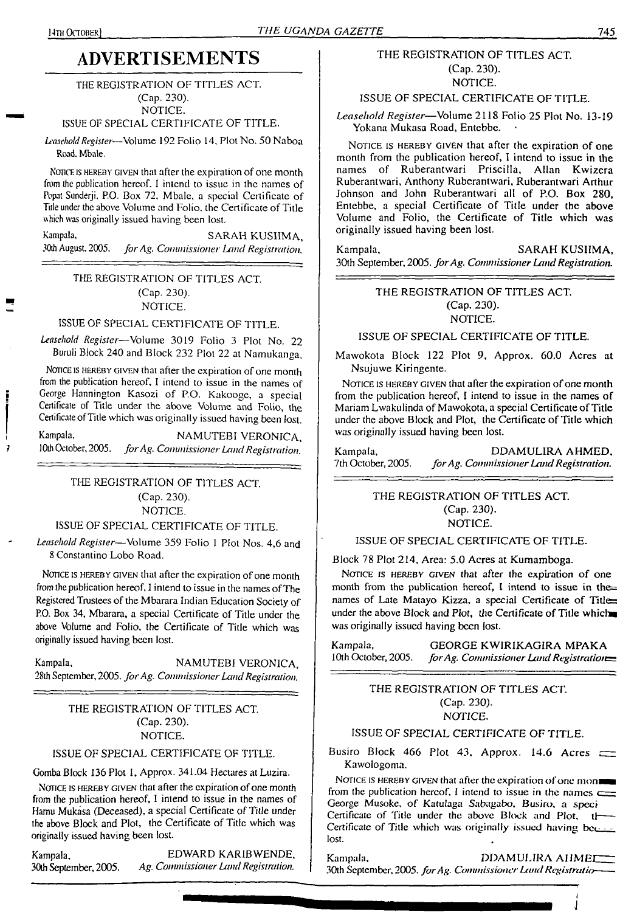# ADVERTISEMENTS

THE REGISTRATION OF TITLES ACT.
(Cap. 230).
NOTICE.

ISSUE OF SPECIAL CERTIFICATE OF TITLE.

*Leasehold Register*—Volume 192 Folio 14, Plot No. 50 Naboa Road, Mbale.

NOTICE IS HEREBY GIVEN that after the expiration of one month from the publication hereof, I intend to issue in the names of Popat Sunderji, P.O. Box 72, Mbale, a special Certificate of Title under the above Volume and Folio, the Certificate of Title which was originally issued having been lost.

Kampala, SARAH KUSIIMA,
30th August, 2005. *for Ag. Commissioner Land Registration.*

---

THE REGISTRATION OF TITLES ACT.
(Cap. 230).
NOTICE.

ISSUE OF SPECIAL CERTIFICATE OF TITLE.

*Leasehold Register*—Volume 3019 Folio 3 Plot No. 22 Buruli Block 240 and Block 232 Plot 22 at Namukanga.

NOTICE IS HEREBY GIVEN that after the expiration of one month from the publication hereof, I intend to issue in the names of George Hannington Kasozi of P.O. Kakooge, a special Certificate of Title under the above Volume and Folio, the Certificate of Title which was originally issued having been lost.

Kampala, NAMUTEBI VERONICA,
10th October, 2005. *for Ag. Commissioner Land Registration.*

---

THE REGISTRATION OF TITLES ACT.
(Cap. 230).
NOTICE.

ISSUE OF SPECIAL CERTIFICATE OF TITLE.

*Leasehold Register*—Volume 359 Folio 1 Plot Nos. 4,6 and 8 Constantino Lobo Road.

NOTICE IS HEREBY GIVEN that after the expiration of one month from the publication hereof, I intend to issue in the names of The Registered Trustees of the Mbarara Indian Education Society of P.O. Box 34, Mbarara, a special Certificate of Title under the above Volume and Folio, the Certificate of Title which was originally issued having been lost.

Kampala, NAMUTEBI VERONICA,
28th September, 2005. *for Ag. Commissioner Land Registration.*

---

THE REGISTRATION OF TITLES ACT.
(Cap. 230).
NOTICE.

ISSUE OF SPECIAL CERTIFICATE OF TITLE.

Gomba Block 136 Plot 1, Approx. 341.04 Hectares at Luzira.

NOTICE IS HEREBY GIVEN that after the expiration of one month from the publication hereof, I intend to issue in the names of Hamu Mukasa (Deceased), a special Certificate of Title under the above Block and Plot, the Certificate of Title which was originally issued having been lost.

Kampala, EDWARD KARIBWENDE,
30th September, 2005. *Ag. Commissioner Land Registration.*

---

THE REGISTRATION OF TITLES ACT.
(Cap. 230).
NOTICE.

ISSUE OF SPECIAL CERTIFICATE OF TITLE.

*Leasehold Register*—Volume 2118 Folio 25 Plot No. 13-19 Yokana Mukasa Road, Entebbe.

NOTICE IS HEREBY GIVEN that after the expiration of one month from the publication hereof, I intend to issue in the names of Ruberantwari Priscilla, Allan Kwizera Ruberantwari, Anthony Ruberantwari, Ruberantwari Arthur Johnson and John Ruberantwari all of P.O. Box 280, Entebbe, a special Certificate of Title under the above Volume and Folio, the Certificate of Title which was originally issued having been lost.

Kampala, SARAH KUSIIMA,
30th September, 2005. *for Ag. Commissioner Land Registration.*

---

THE REGISTRATION OF TITLES ACT.
(Cap. 230).
NOTICE.

ISSUE OF SPECIAL CERTIFICATE OF TITLE.

Mawokota Block 122 Plot 9, Approx. 60.0 Acres at Nsujuwe Kiringente.

NOTICE IS HEREBY GIVEN that after the expiration of one month from the publication hereof, I intend to issue in the names of Mariam Lwakulinda of Mawokota, a special Certificate of Title under the above Block and Plot, the Certificate of Title which was originally issued having been lost.

Kampala, DDAMULIRA AHMED,
7th October, 2005. *for Ag. Commissioner Land Registration.*

---

THE REGISTRATION OF TITLES ACT.
(Cap. 230).
NOTICE.

ISSUE OF SPECIAL CERTIFICATE OF TITLE.

Block 78 Plot 214, Area: 5.0 Acres at Kumamboga.

NOTICE IS HEREBY GIVEN that after the expiration of one month from the publication hereof, I intend to issue in the names of Late Matayo Kizza, a special Certificate of Title under the above Block and Plot, the Certificate of Title which was originally issued having been lost.

Kampala, GEORGE KWIRIKAGIRA MPAKA
10th October, 2005. *for Ag. Commissioner Land Registration.*

---

THE REGISTRATION OF TITLES ACT.
(Cap. 230).
NOTICE.

ISSUE OF SPECIAL CERTIFICATE OF TITLE.

Busiro Block 466 Plot 43, Approx. 14.6 Acres at Kawologoma.

NOTICE IS HEREBY GIVEN that after the expiration of one month from the publication hereof, I intend to issue in the names of George Musoke, of Katulaga Sabagabo, Busiro, a special Certificate of Title under the above Block and Plot, the Certificate of Title which was originally issued having been lost.

Kampala, DDAMULIRA AHMED,
30th September, 2005. *for Ag. Commissioner Land Registration.*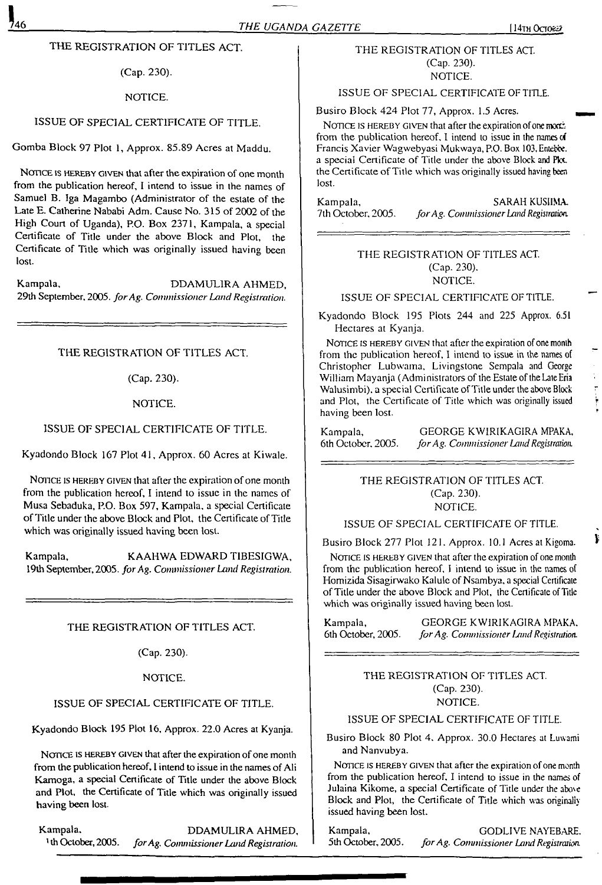THE REGISTRATION OF TITLES ACT.

(Cap. 230).

NOTICE.

ISSUE OF SPECIAL CERTIFICATE OF TITLE.

Gomba Block 97 Plot 1, Approx. 85.89 Acres at Maddu.

NOTICE IS HEREBY GIVEN that after the expiration of one month from the publication hereof, I intend to issue in the names of Samuel B. Iga Magambo (Administrator of the estate of the Late E. Catherine Nababi Adm. Cause No. 315 of 2002 of the High Court of Uganda), P.O. Box 2371, Kampala, a special Certificate of Title under the above Block and Plot, the Certificate of Title which was originally issued having been lost.

Kampala, 29th September, 2005.

DDAMULIRA AHMED, *for Ag. Commissioner Land Registration.*

---

THE REGISTRATION OF TITLES ACT.

(Cap. 230).

NOTICE.

ISSUE OF SPECIAL CERTIFICATE OF TITLE.

Kyadondo Block 167 Plot 41, Approx. 60 Acres at Kiwale.

NOTICE IS HEREBY GIVEN that after the expiration of one month from the publication hereof, I intend to issue in the names of Musa Sebaduka, P.O. Box 597, Kampala, a special Certificate of Title under the above Block and Plot, the Certificate of Title which was originally issued having been lost.

Kampala, 19th September, 2005.

KAAHWA EDWARD TIBESIGWA, *for Ag. Commissioner Land Registration.*

---

THE REGISTRATION OF TITLES ACT.

(Cap. 230).

NOTICE.

ISSUE OF SPECIAL CERTIFICATE OF TITLE.

Kyadondo Block 195 Plot 16, Approx. 22.0 Acres at Kyanja.

NOTICE IS HEREBY GIVEN that after the expiration of one month from the publication hereof, I intend to issue in the names of Ali Kamoga, a special Certificate of Title under the above Block and Plot, the Certificate of Title which was originally issued having been lost.

Kampala, 1th October, 2005.

DDAMULIRA AHMED, *for Ag. Commissioner Land Registration.*

---

THE REGISTRATION OF TITLES ACT.

(Cap. 230).

NOTICE.

ISSUE OF SPECIAL CERTIFICATE OF TITLE.

Busiro Block 424 Plot 77, Approx. 1.5 Acres.

NOTICE IS HEREBY GIVEN that after the expiration of one month from the publication hereof, I intend to issue in the names of Francis Xavier Wagwebyasi Mukwaya, P.O. Box 103, Entebbe, a special Certificate of Title under the above Block and Plot, the Certificate of Title which was originally issued having been lost.

Kampala, 7th October, 2005.

SARAH KUSIIMA, *for Ag. Commissioner Land Registration.*

---

THE REGISTRATION OF TITLES ACT.

(Cap. 230).

NOTICE.

ISSUE OF SPECIAL CERTIFICATE OF TITLE.

Kyadondo Block 195 Plots 244 and 225 Approx. 6.51 Hectares at Kyanja.

NOTICE IS HEREBY GIVEN that after the expiration of one month from the publication hereof, I intend to issue in the names of Christopher Lubwama, Livingstone Sempala and George William Mayanja (Administrators of the Estate of the Late Eria Walusimbi), a special Certificate of Title under the above Block and Plot, the Certificate of Title which was originally issued having been lost.

Kampala, 6th October, 2005.

GEORGE KWIRIKAGIRA MPAKA, *for Ag. Commissioner Land Registration.*

---

THE REGISTRATION OF TITLES ACT.

(Cap. 230).

NOTICE.

ISSUE OF SPECIAL CERTIFICATE OF TITLE.

Busiro Block 277 Plot 121, Approx. 10.1 Acres at Kigoma.

NOTICE IS HEREBY GIVEN that after the expiration of one month from the publication hereof, I intend to issue in the names of Homizida Sisagirwako Kalule of Nsambya, a special Certificate of Title under the above Block and Plot, the Certificate of Title which was originally issued having been lost.

Kampala, 6th October, 2005.

GEORGE KWIRIKAGIRA MPAKA, *for Ag. Commissioner Land Registration.*

---

THE REGISTRATION OF TITLES ACT.

(Cap. 230).

NOTICE.

ISSUE OF SPECIAL CERTIFICATE OF TITLE.

Busiro Block 80 Plot 4, Approx. 30.0 Hectares at Luwami and Nanvubya.

NOTICE IS HEREBY GIVEN that after the expiration of one month from the publication hereof, I intend to issue in the names of Julaina Kikome, a special Certificate of Title under the above Block and Plot, the Certificate of Title which was originally issued having been lost.

Kampala, 5th October, 2005.

GODLIVE NAYEBARE, *for Ag. Commissioner Land Registration.*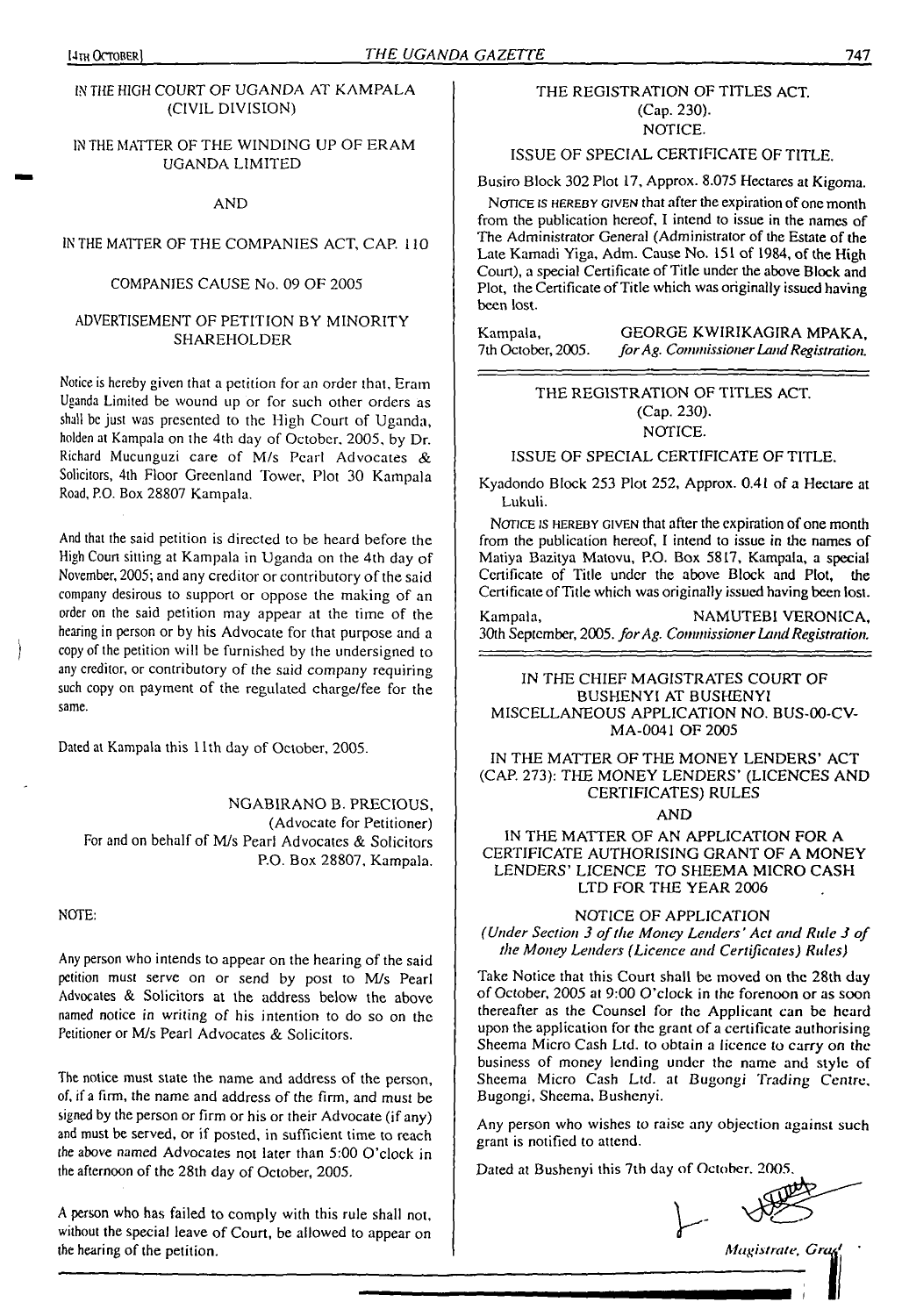IN THE HIGH COURT OF UGANDA AT KAMPALA (CIVIL DIVISION)

IN THE MATTER OF THE WINDING UP OF ERAM UGANDA LIMITED

AND

IN THE MATTER OF THE COMPANIES ACT, CAP. 110

COMPANIES CAUSE No. 09 OF 2005

ADVERTISEMENT OF PETITION BY MINORITY SHAREHOLDER

Notice is hereby given that a petition for an order that, Eram Uganda Limited be wound up or for such other orders as shall be just was presented to the High Court of Uganda, holden at Kampala on the 4th day of October, 2005, by Dr. Richard Mucunguzi care of M/s Pearl Advocates & Solicitors, 4th Floor Greenland Tower, Plot 30 Kampala Road, P.O. Box 28807 Kampala.

And that the said petition is directed to be heard before the High Court sitting at Kampala in Uganda on the 4th day of November, 2005; and any creditor or contributory of the said company desirous to support or oppose the making of an order on the said petition may appear at the time of the hearing in person or by his Advocate for that purpose and a copy of the petition will be furnished by the undersigned to any creditor, or contributory of the said company requiring such copy on payment of the regulated charge/fee for the same.

Dated at Kampala this 11th day of October, 2005.

NGABIRANO B. PRECIOUS,
(Advocate for Petitioner)
For and on behalf of M/s Pearl Advocates & Solicitors
P.O. Box 28807, Kampala.

NOTE:

Any person who intends to appear on the hearing of the said petition must serve on or send by post to M/s Pearl Advocates & Solicitors at the address below the above named notice in writing of his intention to do so on the Petitioner or M/s Pearl Advocates & Solicitors.

The notice must state the name and address of the person, of, if a firm, the name and address of the firm, and must be signed by the person or firm or his or their Advocate (if any) and must be served, or if posted, in sufficient time to reach the above named Advocates not later than 5:00 O'clock in the afternoon of the 28th day of October, 2005.

A person who has failed to comply with this rule shall not, without the special leave of Court, be allowed to appear on the hearing of the petition.

---

THE REGISTRATION OF TITLES ACT.
(Cap. 230).
NOTICE.

ISSUE OF SPECIAL CERTIFICATE OF TITLE.

Busiro Block 302 Plot 17, Approx. 8.075 Hectares at Kigoma.

NOTICE IS HEREBY GIVEN that after the expiration of one month from the publication hereof, I intend to issue in the names of The Administrator General (Administrator of the Estate of the Late Kamadi Yiga, Adm. Cause No. 151 of 1984, of the High Court), a special Certificate of Title under the above Block and Plot, the Certificate of Title which was originally issued having been lost.

Kampala, 7th October, 2005.
GEORGE KWIRIKAGIRA MPAKA,
*for Ag. Commissioner Land Registration.*

---

THE REGISTRATION OF TITLES ACT.
(Cap. 230).
NOTICE.

ISSUE OF SPECIAL CERTIFICATE OF TITLE.

Kyadondo Block 253 Plot 252, Approx. 0.41 of a Hectare at Lukuli.

NOTICE IS HEREBY GIVEN that after the expiration of one month from the publication hereof, I intend to issue in the names of Matiya Bazitya Matovu, P.O. Box 5817, Kampala, a special Certificate of Title under the above Block and Plot, the Certificate of Title which was originally issued having been lost.

Kampala, 30th September, 2005.
NAMUTEBI VERONICA,
*for Ag. Commissioner Land Registration.*

---

IN THE CHIEF MAGISTRATES COURT OF BUSHENYI AT BUSHENYI
MISCELLANEOUS APPLICATION NO. BUS-00-CV-MA-0041 OF 2005

IN THE MATTER OF THE MONEY LENDERS' ACT (CAP. 273): THE MONEY LENDERS' (LICENCES AND CERTIFICATES) RULES

AND

IN THE MATTER OF AN APPLICATION FOR A CERTIFICATE AUTHORISING GRANT OF A MONEY LENDERS' LICENCE TO SHEEMA MICRO CASH LTD FOR THE YEAR 2006

NOTICE OF APPLICATION

*(Under Section 3 of the Money Lenders' Act and Rule 3 of the Money Lenders (Licence and Certificates) Rules)*

Take Notice that this Court shall be moved on the 28th day of October, 2005 at 9:00 O'clock in the forenoon or as soon thereafter as the Counsel for the Applicant can be heard upon the application for the grant of a certificate authorising Sheema Micro Cash Ltd. to obtain a licence to carry on the business of money lending under the name and style of Sheema Micro Cash Ltd. at Bugongi Trading Centre, Bugongi, Sheema, Bushenyi.

Any person who wishes to raise any objection against such grant is notified to attend.

Dated at Bushenyi this 7th day of October, 2005.

*Magistrate, Grade I*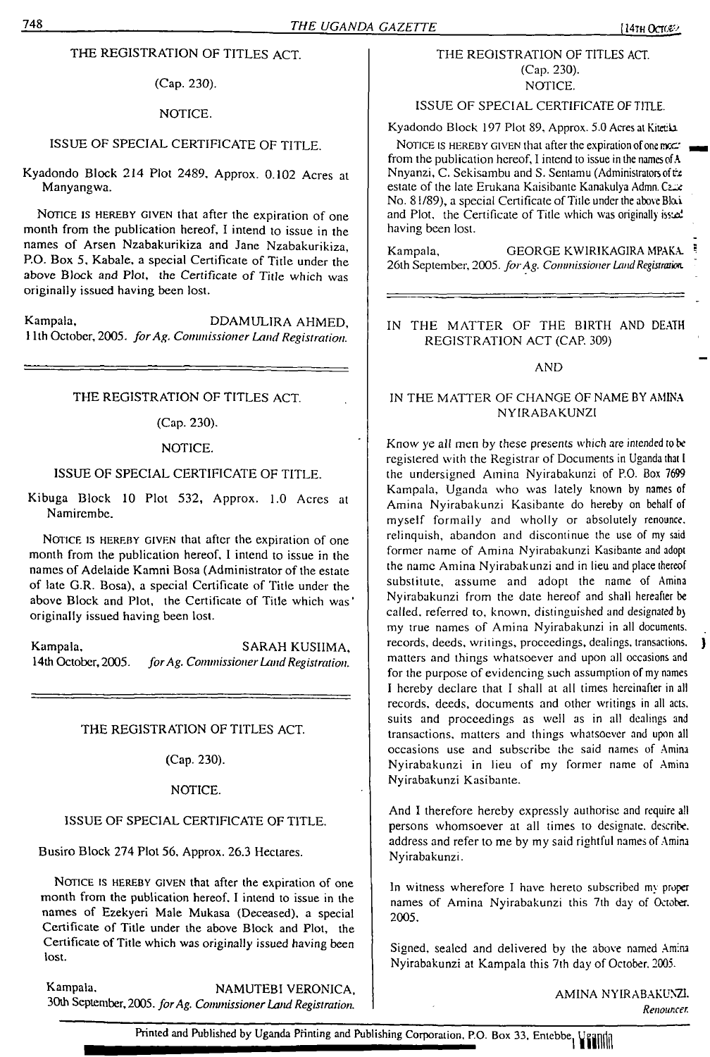THE REGISTRATION OF TITLES ACT.

(Cap. 230).

NOTICE.

ISSUE OF SPECIAL CERTIFICATE OF TITLE.

Kyadondo Block 214 Plot 2489, Approx. 0.102 Acres at Manyangwa.

NOTICE IS HEREBY GIVEN that after the expiration of one month from the publication hereof, I intend to issue in the names of Arsen Nzabakurikiza and Jane Nzabakurikiza, P.O. Box 5, Kabale, a special Certificate of Title under the above Block and Plot, the Certificate of Title which was originally issued having been lost.

Kampala, 11th October, 2005.

DDAMULIRA AHMED,
*for Ag. Commissioner Land Registration.*

---

THE REGISTRATION OF TITLES ACT.

(Cap. 230).

NOTICE.

ISSUE OF SPECIAL CERTIFICATE OF TITLE.

Kibuga Block 10 Plot 532, Approx. 1.0 Acres at Namirembe.

NOTICE IS HEREBY GIVEN that after the expiration of one month from the publication hereof, I intend to issue in the names of Adelaide Kamni Bosa (Administrator of the estate of late G.R. Bosa), a special Certificate of Title under the above Block and Plot, the Certificate of Title which was originally issued having been lost.

Kampala, 14th October, 2005.

SARAH KUSIIMA,
*for Ag. Commissioner Land Registration.*

---

THE REGISTRATION OF TITLES ACT.

(Cap. 230).

NOTICE.

ISSUE OF SPECIAL CERTIFICATE OF TITLE.

Busiro Block 274 Plot 56, Approx. 26.3 Hectares.

NOTICE IS HEREBY GIVEN that after the expiration of one month from the publication hereof, I intend to issue in the names of Ezekyeri Male Mukasa (Deceased), a special Certificate of Title under the above Block and Plot, the Certificate of Title which was originally issued having been lost.

Kampala, 30th September, 2005.

NAMUTEBI VERONICA,
*for Ag. Commissioner Land Registration.*

---

THE REGISTRATION OF TITLES ACT.

(Cap. 230).

NOTICE.

ISSUE OF SPECIAL CERTIFICATE OF TITLE.

Kyadondo Block 197 Plot 89, Approx. 5.0 Acres at Kitetika.

NOTICE IS HEREBY GIVEN that after the expiration of one month from the publication hereof, I intend to issue in the names of A Nnyanzi, C. Sekisambu and S. Sentamu (Administrators of the estate of the late Erukana Kaisibante Kanakulya Admn. Cause No. 81/89), a special Certificate of Title under the above Block and Plot, the Certificate of Title which was originally issued having been lost.

Kampala, 26th September, 2005.

GEORGE KWIRIKAGIRA MPAKA,
*for Ag. Commissioner Land Registration.*

---

IN THE MATTER OF THE BIRTH AND DEATH REGISTRATION ACT (CAP. 309)

AND

IN THE MATTER OF CHANGE OF NAME BY AMINA NYIRABAKUNZI

Know ye all men by these presents which are intended to be registered with the Registrar of Documents in Uganda that I the undersigned Amina Nyirabakunzi of P.O. Box 7699 Kampala, Uganda who was lately known by names of Amina Nyirabakunzi Kasibante do hereby on behalf of myself formally and wholly or absolutely renounce, relinquish, abandon and discontinue the use of my said former name of Amina Nyirabakunzi Kasibante and adopt the name Amina Nyirabakunzi and in lieu and place thereof substitute, assume and adopt the name of Amina Nyirabakunzi from the date hereof and shall hereafter be called, referred to, known, distinguished and designated by my true names of Amina Nyirabakunzi in all documents, records, deeds, writings, proceedings, dealings, transactions, matters and things whatsoever and upon all occasions and for the purpose of evidencing such assumption of my names I hereby declare that I shall at all times hereinafter in all records, deeds, documents and other writings in all acts, suits and proceedings as well as in all dealings and transactions, matters and things whatsoever and upon all occasions use and subscribe the said names of Amina Nyirabakunzi in lieu of my former name of Amina Nyirabakunzi Kasibante.

And I therefore hereby expressly authorise and require all persons whomsoever at all times to designate, describe, address and refer to me by my said rightful names of Amina Nyirabakunzi.

In witness wherefore I have hereto subscribed my proper names of Amina Nyirabakunzi this 7th day of October, 2005.

Signed, sealed and delivered by the above named Amina Nyirabakunzi at Kampala this 7th day of October, 2005.

AMINA NYIRABAKUNZI,
*Renouncer.*

Printed and Published by Uganda Printing and Publishing Corporation, P.O. Box 33, Entebbe, Uganda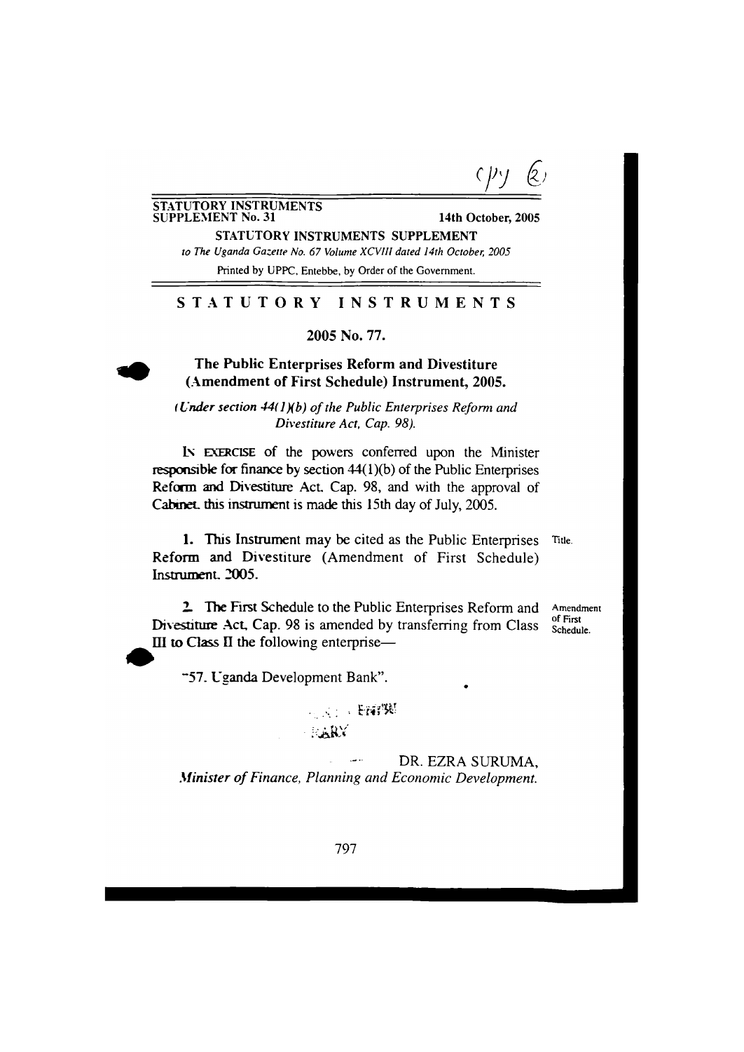STATUTORY INSTRUMENTS SUPPLEMENT No. 31 — 14th October, 2005

STATUTORY INSTRUMENTS SUPPLEMENT

*to The Uganda Gazette No. 67 Volume XCVIII dated 14th October, 2005*

Printed by UPPC, Entebbe, by Order of the Government.

# STATUTORY INSTRUMENTS

## 2005 No. 77.

## The Public Enterprises Reform and Divestiture (Amendment of First Schedule) Instrument, 2005.

*(Under section 44(1)(b) of the Public Enterprises Reform and Divestiture Act, Cap. 98).*

IN EXERCISE of the powers conferred upon the Minister responsible for finance by section 44(1)(b) of the Public Enterprises Reform and Divestiture Act, Cap. 98, and with the approval of Cabinet, this instrument is made this 15th day of July, 2005.

Title.

1. This Instrument may be cited as the Public Enterprises Reform and Divestiture (Amendment of First Schedule) Instrument, 2005.

Amendment of First Schedule.

2. The First Schedule to the Public Enterprises Reform and Divestiture Act, Cap. 98 is amended by transferring from Class III to Class II the following enterprise—

"57. Uganda Development Bank".

DR. EZRA SURUMA,
*Minister of Finance, Planning and Economic Development.*